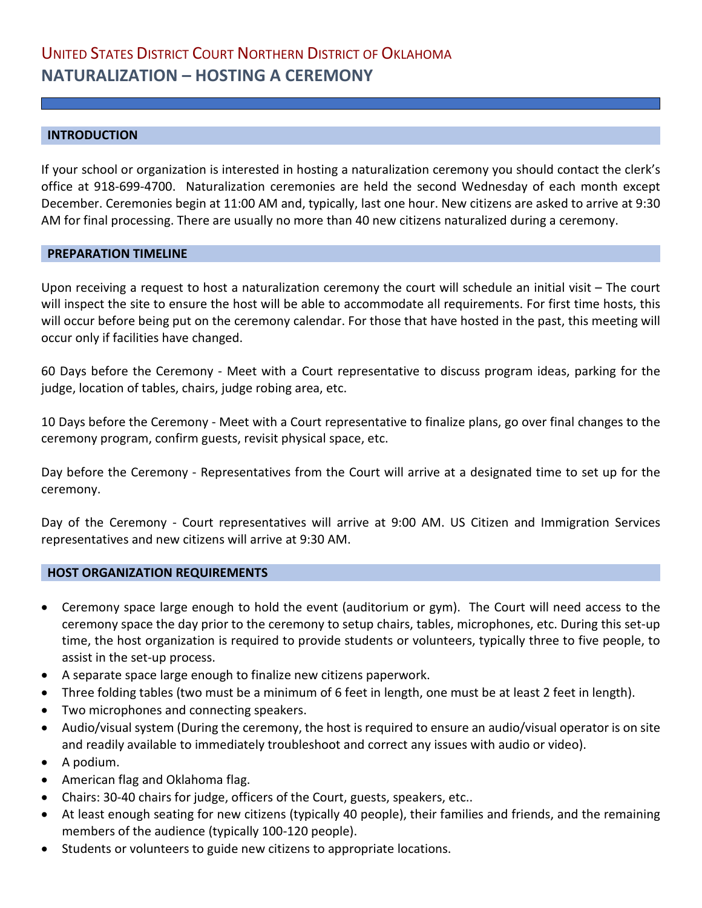# United States District Court Northern District of Oklahoma

## NATURALIZATION – HOSTING A CEREMONY

### INTRODUCTION

If your school or organization is interested in hosting a naturalization ceremony you should contact the clerk's office at 918-699-4700. Naturalization ceremonies are held the second Wednesday of each month except December. Ceremonies begin at 11:00 AM and, typically, last one hour. New citizens are asked to arrive at 9:30 AM for final processing. There are usually no more than 40 new citizens naturalized during a ceremony.

### PREPARATION TIMELINE

Upon receiving a request to host a naturalization ceremony the court will schedule an initial visit – The court will inspect the site to ensure the host will be able to accommodate all requirements. For first time hosts, this will occur before being put on the ceremony calendar. For those that have hosted in the past, this meeting will occur only if facilities have changed.

60 Days before the Ceremony - Meet with a Court representative to discuss program ideas, parking for the judge, location of tables, chairs, judge robing area, etc.

10 Days before the Ceremony - Meet with a Court representative to finalize plans, go over final changes to the ceremony program, confirm guests, revisit physical space, etc.

Day before the Ceremony - Representatives from the Court will arrive at a designated time to set up for the ceremony.

Day of the Ceremony - Court representatives will arrive at 9:00 AM. US Citizen and Immigration Services representatives and new citizens will arrive at 9:30 AM.

### HOST ORGANIZATION REQUIREMENTS

- Ceremony space large enough to hold the event (auditorium or gym). The Court will need access to the ceremony space the day prior to the ceremony to setup chairs, tables, microphones, etc. During this set-up time, the host organization is required to provide students or volunteers, typically three to five people, to assist in the set-up process.
- A separate space large enough to finalize new citizens paperwork.
- Three folding tables (two must be a minimum of 6 feet in length, one must be at least 2 feet in length).
- Two microphones and connecting speakers.
- Audio/visual system (During the ceremony, the host is required to ensure an audio/visual operator is on site and readily available to immediately troubleshoot and correct any issues with audio or video).
- A podium.
- American flag and Oklahoma flag.
- Chairs: 30-40 chairs for judge, officers of the Court, guests, speakers, etc..
- At least enough seating for new citizens (typically 40 people), their families and friends, and the remaining members of the audience (typically 100-120 people).
- Students or volunteers to guide new citizens to appropriate locations.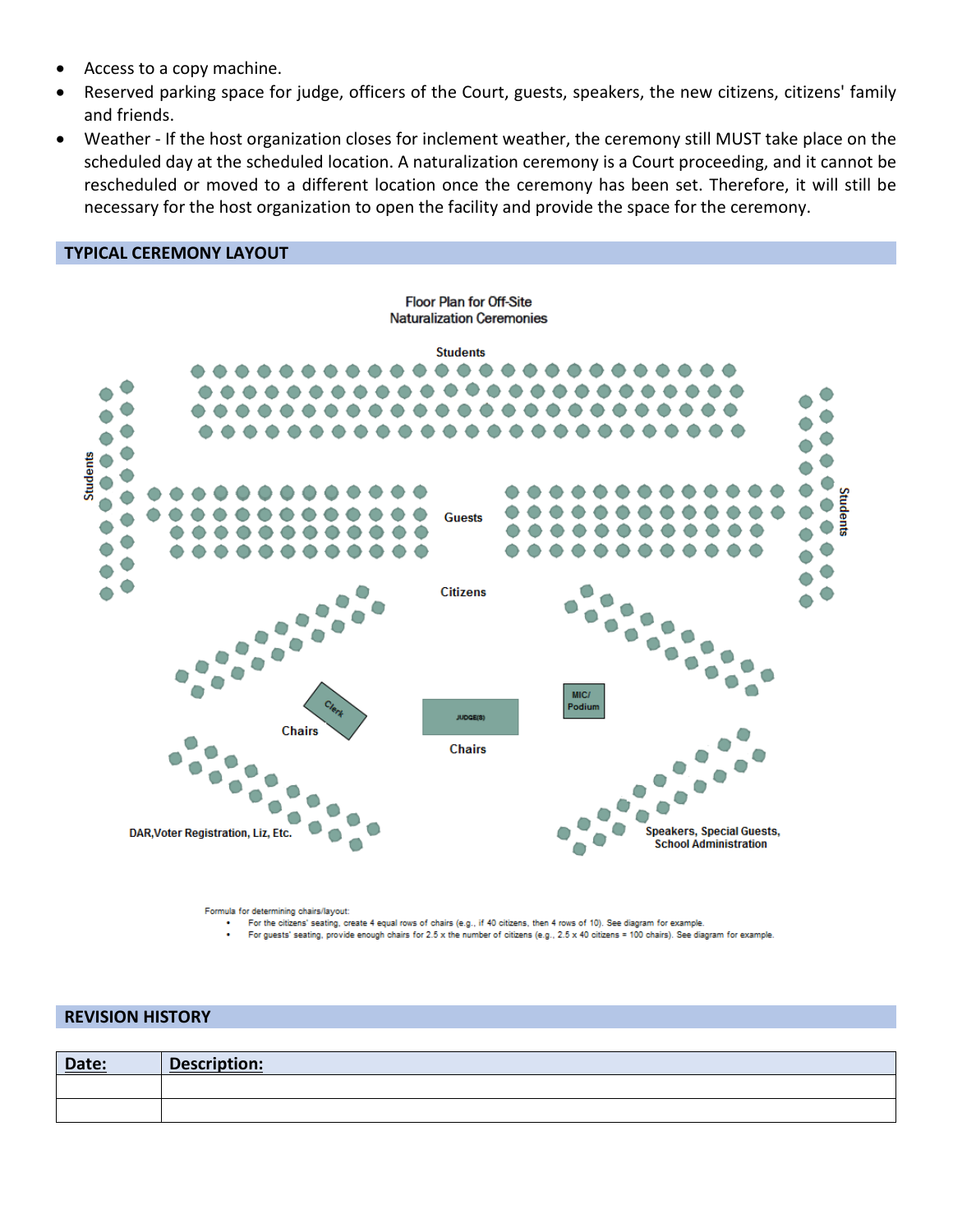- Access to a copy machine.
- Reserved parking space for judge, officers of the Court, guests, speakers, the new citizens, citizens' family and friends.
- Weather - If the host organization closes for inclement weather, the ceremony still MUST take place on the scheduled day at the scheduled location. A naturalization ceremony is a Court proceeding, and it cannot be rescheduled or moved to a different location once the ceremony has been set. Therefore, it will still be necessary for the host organization to open the facility and provide the space for the ceremony.

## TYPICAL CEREMONY LAYOUT

Floor Plan for Off-Site
Naturalization Ceremonies

Students

Students

Students

Guests

Citizens

Clerk

Chairs

JUDGE(S)

Chairs

MIC/
Podium

DAR,Voter Registration, Liz, Etc.

Speakers, Special Guests,
School Administration

Formula for determining chairs/layout:

- For the citizens' seating, create 4 equal rows of chairs (e.g., if 40 citizens, then 4 rows of 10). See diagram for example.
- For guests' seating, provide enough chairs for 2.5 x the number of citizens (e.g., 2.5 x 40 citizens = 100 chairs). See diagram for example.

## REVISION HISTORY

| Date: | Description: |
|---|---|
| | |
| | |